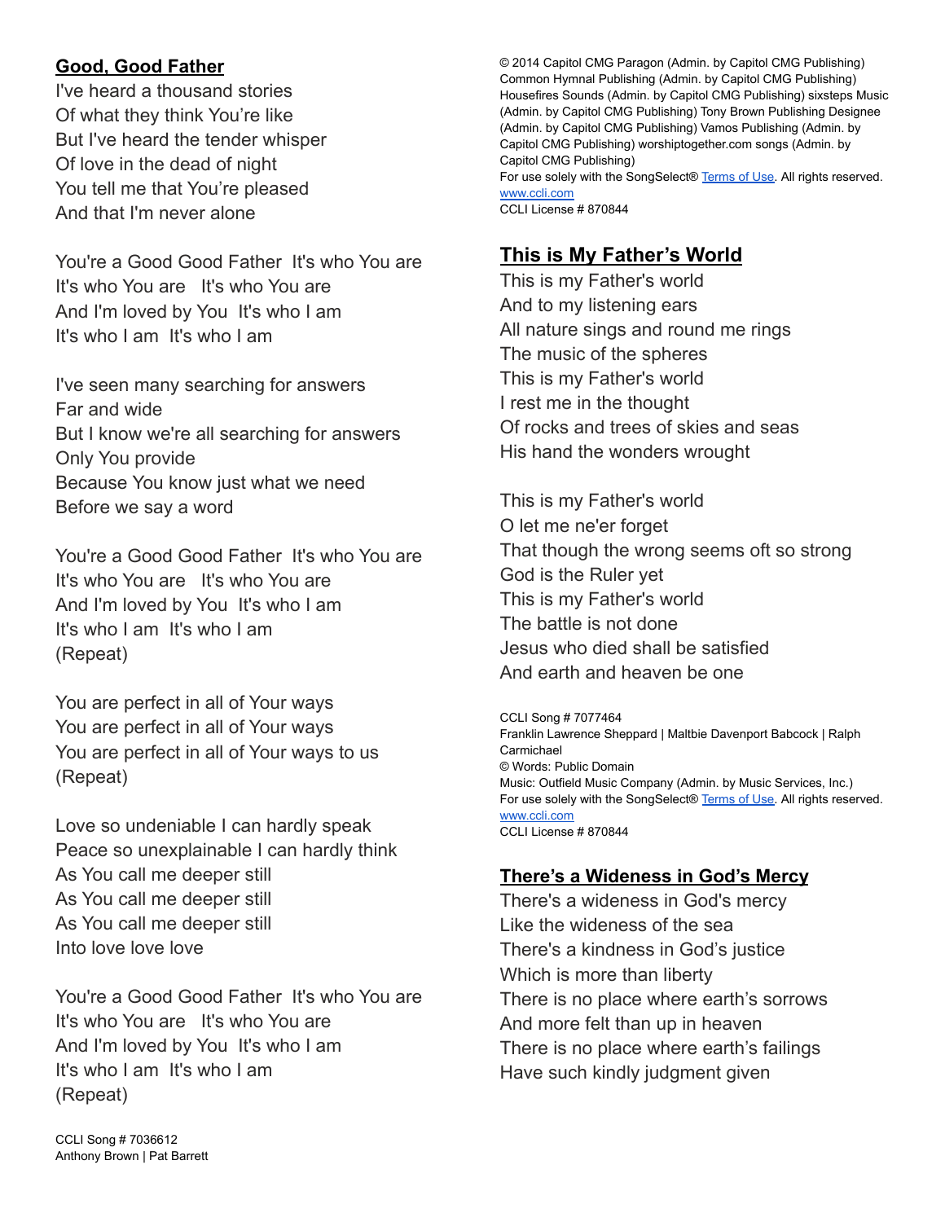## Good, Good Father

I've heard a thousand stories
Of what they think You're like
But I've heard the tender whisper
Of love in the dead of night
You tell me that You're pleased
And that I'm never alone

You're a Good Good Father  It's who You are
It's who You are   It's who You are
And I'm loved by You  It's who I am
It's who I am  It's who I am

I've seen many searching for answers
Far and wide
But I know we're all searching for answers
Only You provide
Because You know just what we need
Before we say a word

You're a Good Good Father  It's who You are
It's who You are   It's who You are
And I'm loved by You  It's who I am
It's who I am  It's who I am
(Repeat)

You are perfect in all of Your ways
You are perfect in all of Your ways
You are perfect in all of Your ways to us
(Repeat)

Love so undeniable I can hardly speak
Peace so unexplainable I can hardly think
As You call me deeper still
As You call me deeper still
As You call me deeper still
Into love love love

You're a Good Good Father  It's who You are
It's who You are   It's who You are
And I'm loved by You  It's who I am
It's who I am  It's who I am
(Repeat)

CCLI Song # 7036612
Anthony Brown | Pat Barrett
© 2014 Capitol CMG Paragon (Admin. by Capitol CMG Publishing) Common Hymnal Publishing (Admin. by Capitol CMG Publishing) Housefires Sounds (Admin. by Capitol CMG Publishing) sixsteps Music (Admin. by Capitol CMG Publishing) Tony Brown Publishing Designee (Admin. by Capitol CMG Publishing) Vamos Publishing (Admin. by Capitol CMG Publishing) worshiptogether.com songs (Admin. by Capitol CMG Publishing)
For use solely with the SongSelect® Terms of Use. All rights reserved.
www.ccli.com
CCLI License # 870844

## This is My Father's World

This is my Father's world
And to my listening ears
All nature sings and round me rings
The music of the spheres
This is my Father's world
I rest me in the thought
Of rocks and trees of skies and seas
His hand the wonders wrought

This is my Father's world
O let me ne'er forget
That though the wrong seems oft so strong
God is the Ruler yet
This is my Father's world
The battle is not done
Jesus who died shall be satisfied
And earth and heaven be one

CCLI Song # 7077464
Franklin Lawrence Sheppard | Maltbie Davenport Babcock | Ralph Carmichael
© Words: Public Domain
Music: Outfield Music Company (Admin. by Music Services, Inc.)
For use solely with the SongSelect® Terms of Use. All rights reserved.
www.ccli.com
CCLI License # 870844

## There's a Wideness in God's Mercy

There's a wideness in God's mercy
Like the wideness of the sea
There's a kindness in God's justice
Which is more than liberty
There is no place where earth's sorrows
And more felt than up in heaven
There is no place where earth's failings
Have such kindly judgment given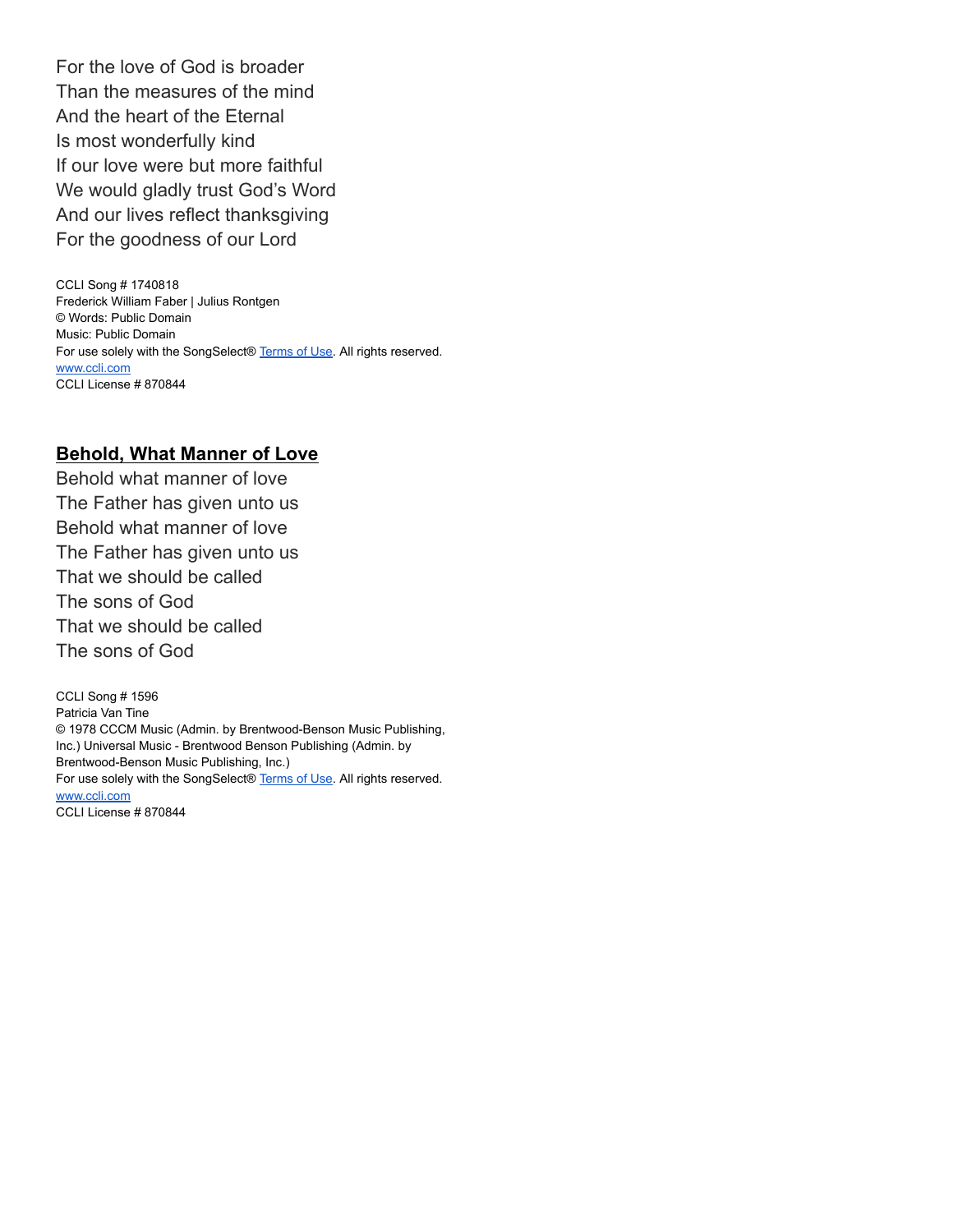For the love of God is broader
Than the measures of the mind
And the heart of the Eternal
Is most wonderfully kind
If our love were but more faithful
We would gladly trust God's Word
And our lives reflect thanksgiving
For the goodness of our Lord

CCLI Song # 1740818
Frederick William Faber | Julius Rontgen
© Words: Public Domain
Music: Public Domain
For use solely with the SongSelect® Terms of Use. All rights reserved.
www.ccli.com
CCLI License # 870844

## Behold, What Manner of Love

Behold what manner of love
The Father has given unto us
Behold what manner of love
The Father has given unto us
That we should be called
The sons of God
That we should be called
The sons of God

CCLI Song # 1596
Patricia Van Tine
© 1978 CCCM Music (Admin. by Brentwood-Benson Music Publishing, Inc.) Universal Music - Brentwood Benson Publishing (Admin. by Brentwood-Benson Music Publishing, Inc.)
For use solely with the SongSelect® Terms of Use. All rights reserved.
www.ccli.com
CCLI License # 870844